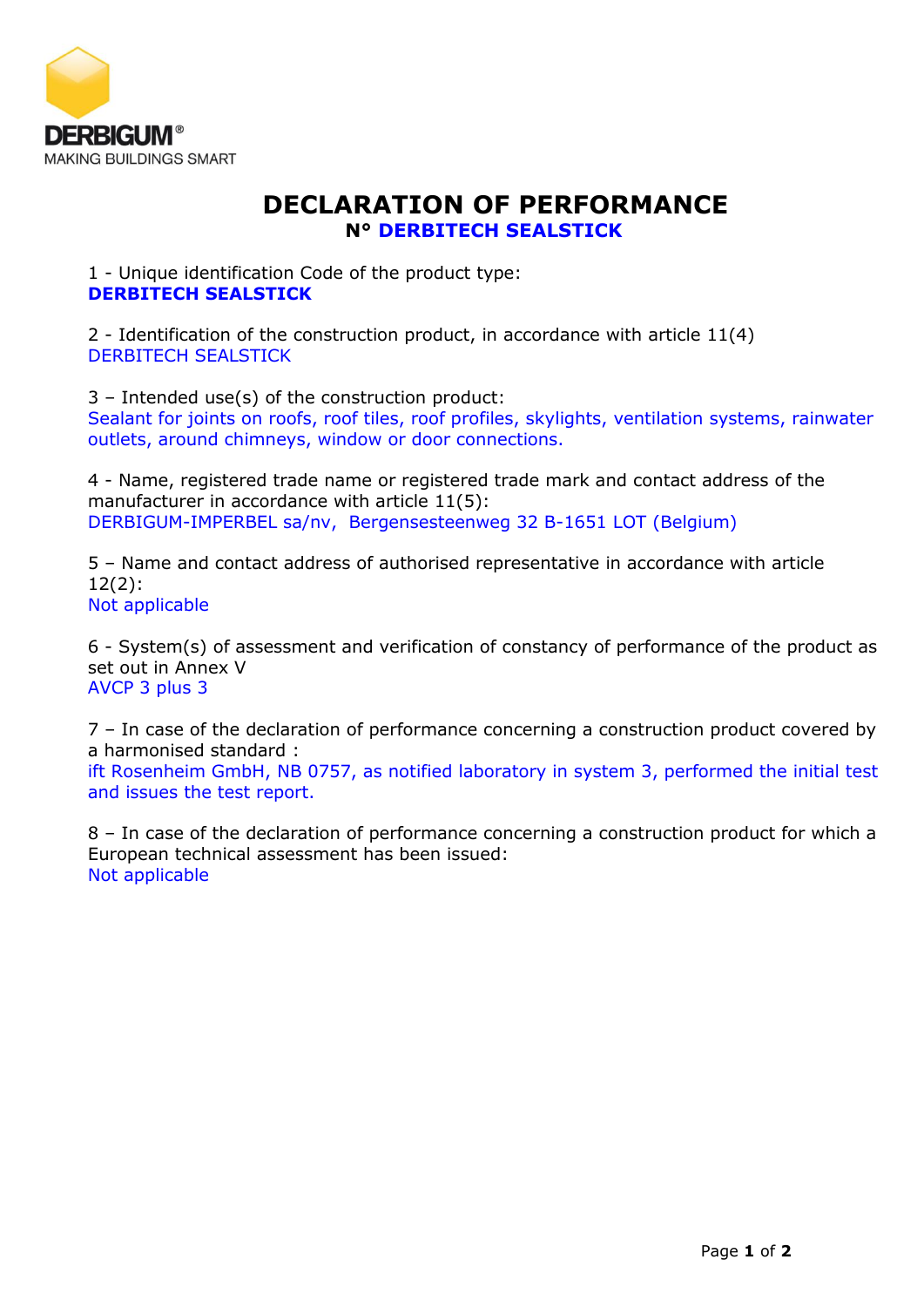DERBIGUM®

MAKING BUILDINGS SMART

# DECLARATION OF PERFORMANCE

## N° DERBITECH SEALSTICK

1 - Unique identification Code of the product type:
**DERBITECH SEALSTICK**

2 - Identification of the construction product, in accordance with article 11(4)
DERBITECH SEALSTICK

3 – Intended use(s) of the construction product:
Sealant for joints on roofs, roof tiles, roof profiles, skylights, ventilation systems, rainwater outlets, around chimneys, window or door connections.

4 - Name, registered trade name or registered trade mark and contact address of the manufacturer in accordance with article 11(5):
DERBIGUM-IMPERBEL sa/nv, Bergensesteenweg 32 B-1651 LOT (Belgium)

5 – Name and contact address of authorised representative in accordance with article 12(2):
Not applicable

6 - System(s) of assessment and verification of constancy of performance of the product as set out in Annex V
AVCP 3 plus 3

7 – In case of the declaration of performance concerning a construction product covered by a harmonised standard :
ift Rosenheim GmbH, NB 0757, as notified laboratory in system 3, performed the initial test and issues the test report.

8 – In case of the declaration of performance concerning a construction product for which a European technical assessment has been issued:
Not applicable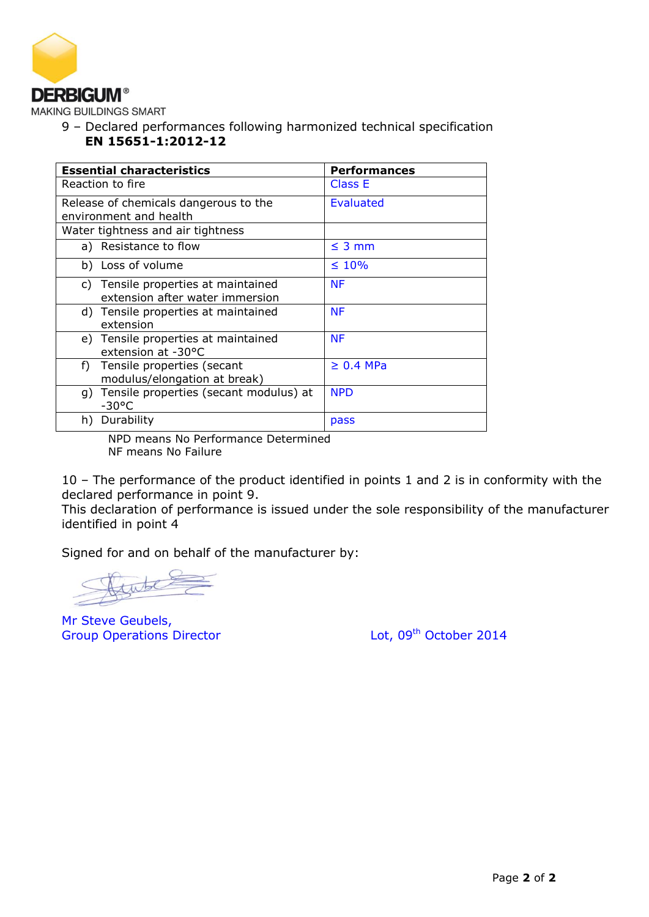DERBIGUM®

MAKING BUILDINGS SMART

9 – Declared performances following harmonized technical specification
**EN 15651-1:2012-12**

| **Essential characteristics** | **Performances** |
|---|---|
| Reaction to fire | Class E |
| Release of chemicals dangerous to the environment and health | Evaluated |
| Water tightness and air tightness | |
| a) Resistance to flow | ≤ 3 mm |
| b) Loss of volume | ≤ 10% |
| c) Tensile properties at maintained extension after water immersion | NF |
| d) Tensile properties at maintained extension | NF |
| e) Tensile properties at maintained extension at -30°C | NF |
| f) Tensile properties (secant modulus/elongation at break) | ≥ 0.4 MPa |
| g) Tensile properties (secant modulus) at -30°C | NPD |
| h) Durability | pass |

NPD means No Performance Determined
NF means No Failure

10 – The performance of the product identified in points 1 and 2 is in conformity with the declared performance in point 9.
This declaration of performance is issued under the sole responsibility of the manufacturer identified in point 4

Signed for and on behalf of the manufacturer by:

Mr Steve Geubels,
Group Operations Director

Lot, 09th October 2014